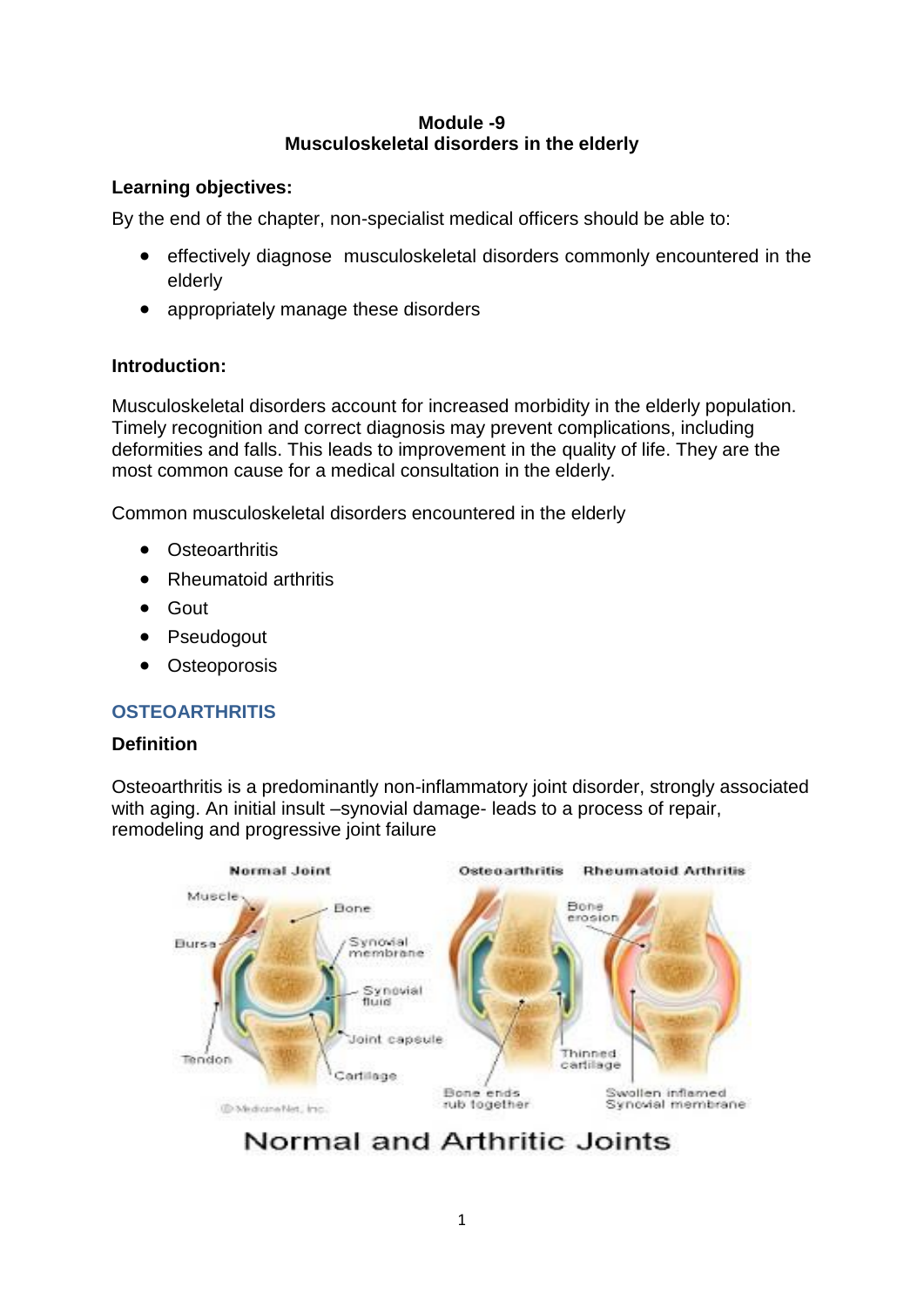**Module -9**
**Musculoskeletal disorders in the elderly**

**Learning objectives:**

By the end of the chapter, non-specialist medical officers should be able to:

- effectively diagnose musculoskeletal disorders commonly encountered in the elderly
- appropriately manage these disorders

**Introduction:**

Musculoskeletal disorders account for increased morbidity in the elderly population. Timely recognition and correct diagnosis may prevent complications, including deformities and falls. This leads to improvement in the quality of life. They are the most common cause for a medical consultation in the elderly.

Common musculoskeletal disorders encountered in the elderly

- Osteoarthritis
- Rheumatoid arthritis
- Gout
- Pseudogout
- Osteoporosis

## OSTEOARTHRITIS

**Definition**

Osteoarthritis is a predominantly non-inflammatory joint disorder, strongly associated with aging. An initial insult –synovial damage- leads to a process of repair, remodeling and progressive joint failure

Normal and Arthritic Joints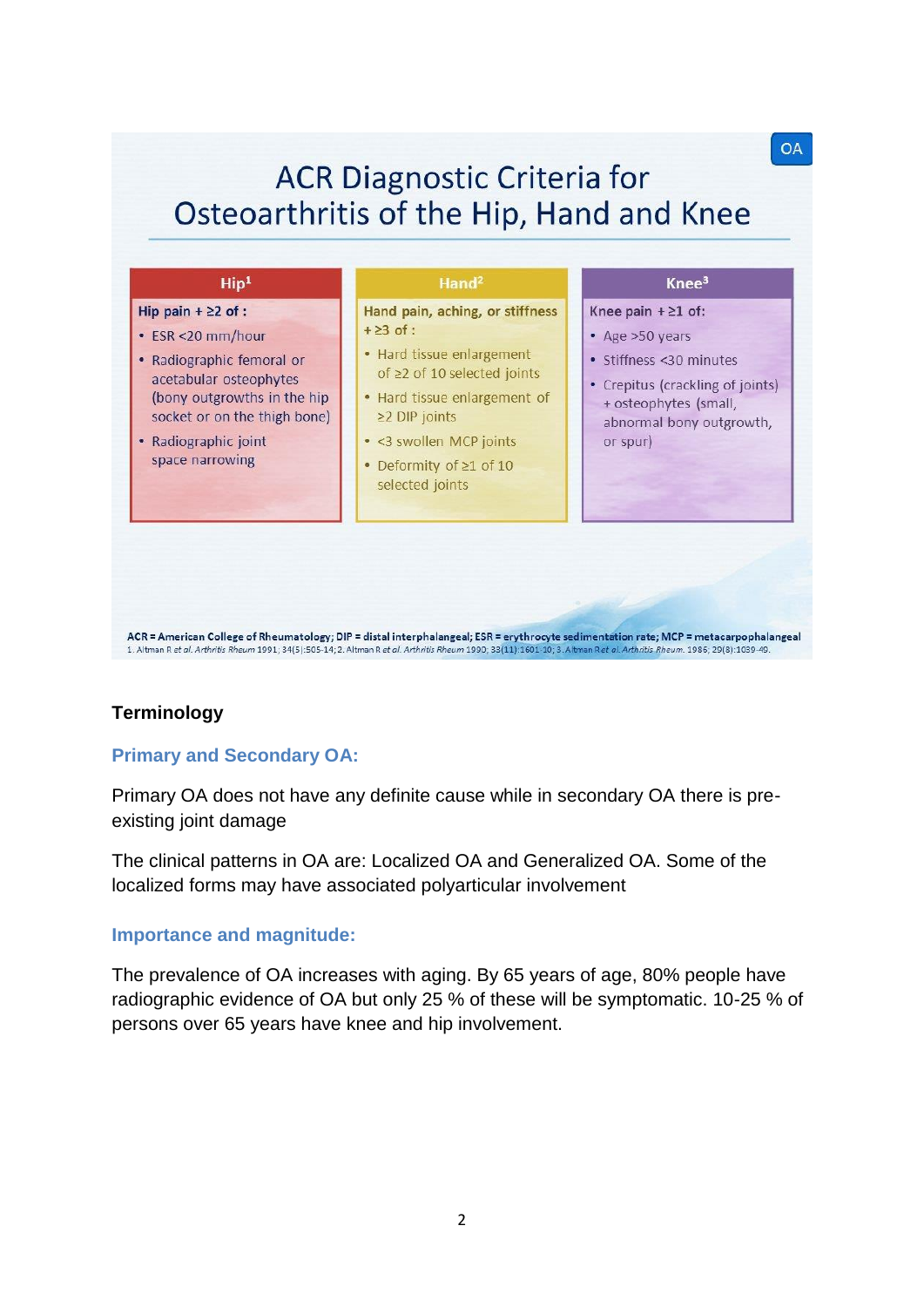OA

# ACR Diagnostic Criteria for Osteoarthritis of the Hip, Hand and Knee

| Hip[1] | Hand[2] | Knee[3] |
|---|---|---|
| **Hip pain + ≥2 of :** | **Hand pain, aching, or stiffness + ≥3 of :** | **Knee pain + ≥1 of:** |
| • ESR <20 mm/hour<br>• Radiographic femoral or acetabular osteophytes (bony outgrowths in the hip socket or on the thigh bone)<br>• Radiographic joint space narrowing | • Hard tissue enlargement of ≥2 of 10 selected joints<br>• Hard tissue enlargement of ≥2 DIP joints<br>• <3 swollen MCP joints<br>• Deformity of ≥1 of 10 selected joints | • Age >50 years<br>• Stiffness <30 minutes<br>• Crepitus (crackling of joints) + osteophytes (small, abnormal bony outgrowth, or spur) |

ACR = American College of Rheumatology; DIP = distal interphalangeal; ESR = erythrocyte sedimentation rate; MCP = metacarpophalangeal
1. Altman R *et al. Arthritis Rheum* 1991; 34(5):505-14; 2. Altman R *et al. Arthritis Rheum* 1990; 33(11):1601-10; 3. Altman R *et al. Arthritis Rheum.* 1986; 29(8):1039-49.

### Terminology

#### Primary and Secondary OA:

Primary OA does not have any definite cause while in secondary OA there is pre-existing joint damage

The clinical patterns in OA are: Localized OA and Generalized OA. Some of the localized forms may have associated polyarticular involvement

#### Importance and magnitude:

The prevalence of OA increases with aging. By 65 years of age, 80% people have radiographic evidence of OA but only 25 % of these will be symptomatic. 10-25 % of persons over 65 years have knee and hip involvement.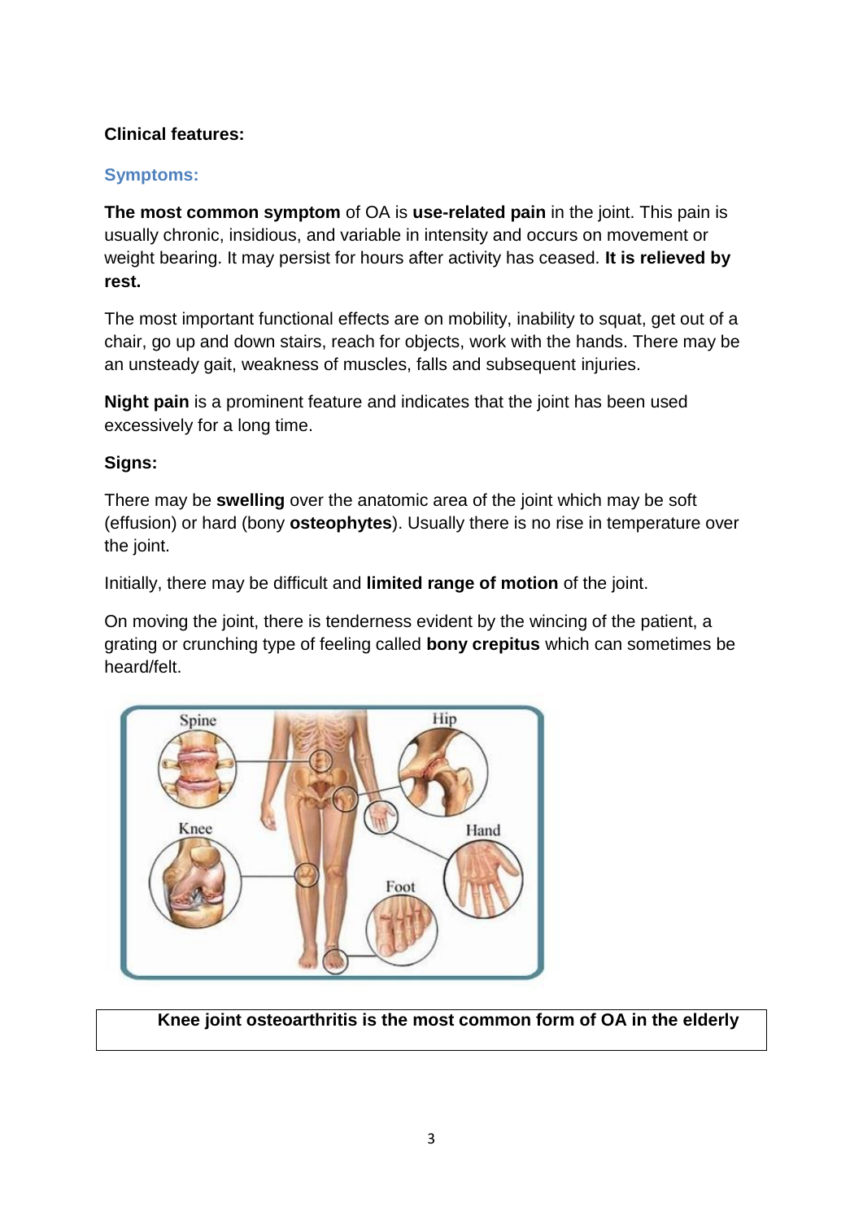**Clinical features:**

### Symptoms:

**The most common symptom** of OA is **use-related pain** in the joint. This pain is usually chronic, insidious, and variable in intensity and occurs on movement or weight bearing. It may persist for hours after activity has ceased. **It is relieved by rest.**

The most important functional effects are on mobility, inability to squat, get out of a chair, go up and down stairs, reach for objects, work with the hands. There may be an unsteady gait, weakness of muscles, falls and subsequent injuries.

**Night pain** is a prominent feature and indicates that the joint has been used excessively for a long time.

**Signs:**

There may be **swelling** over the anatomic area of the joint which may be soft (effusion) or hard (bony **osteophytes**). Usually there is no rise in temperature over the joint.

Initially, there may be difficult and **limited range of motion** of the joint.

On moving the joint, there is tenderness evident by the wincing of the patient, a grating or crunching type of feeling called **bony crepitus** which can sometimes be heard/felt.

**Knee joint osteoarthritis is the most common form of OA in the elderly**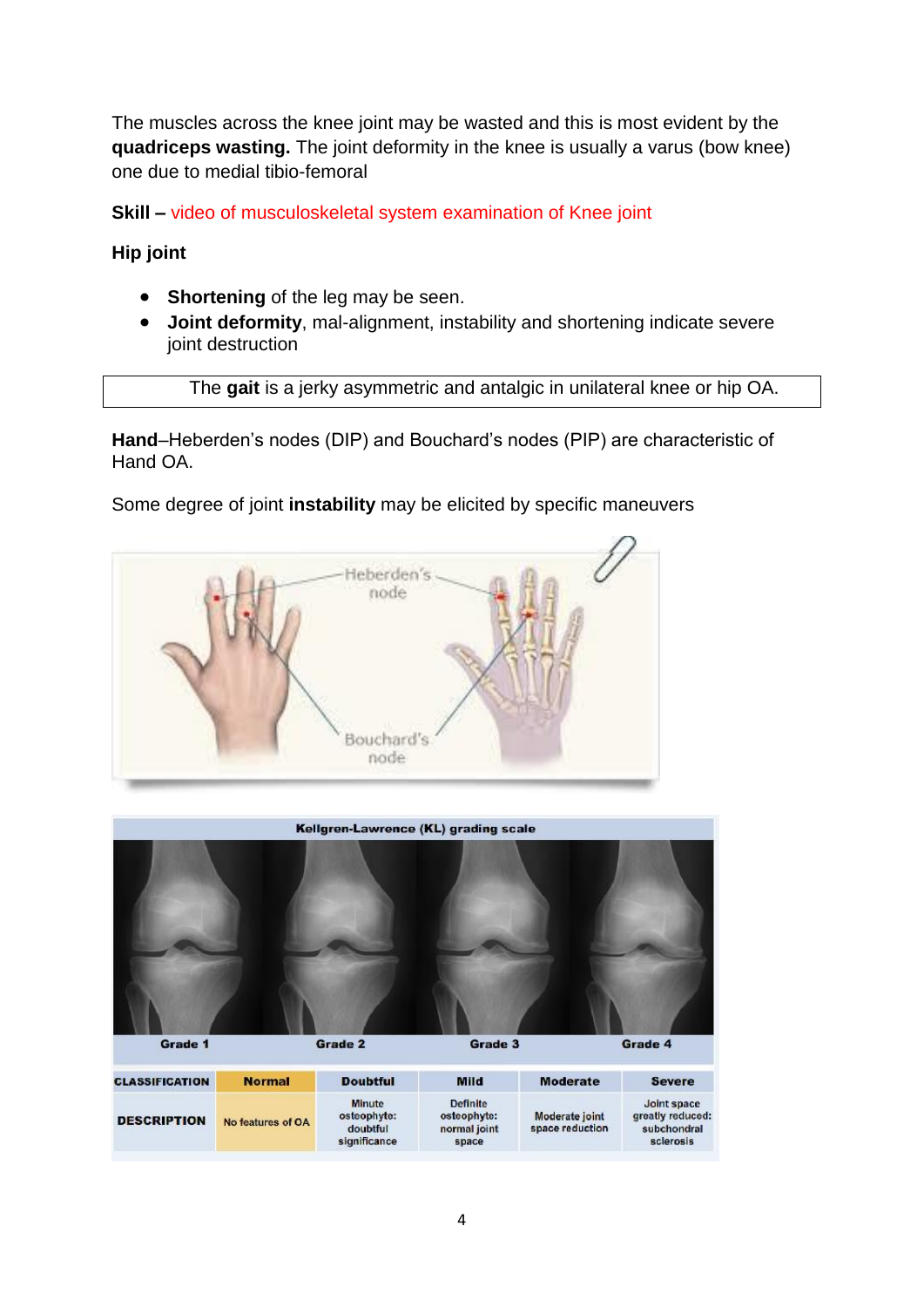The muscles across the knee joint may be wasted and this is most evident by the **quadriceps wasting.** The joint deformity in the knee is usually a varus (bow knee) one due to medial tibio-femoral

**Skill –** video of musculoskeletal system examination of Knee joint

**Hip joint**

- **Shortening** of the leg may be seen.
- **Joint deformity**, mal-alignment, instability and shortening indicate severe joint destruction

The **gait** is a jerky asymmetric and antalgic in unilateral knee or hip OA.

**Hand**–Heberden's nodes (DIP) and Bouchard's nodes (PIP) are characteristic of Hand OA.

Some degree of joint **instability** may be elicited by specific maneuvers

Kellgren-Lawrence (KL) grading scale

| | Grade 1 | Grade 2 | Grade 3 | Grade 4 |
|---|---|---|---|---|

| CLASSIFICATION | Normal | Doubtful | Mild | Moderate | Severe |
|---|---|---|---|---|---|
| DESCRIPTION | No features of OA | Minute osteophyte: doubtful significance | Definite osteophyte: normal joint space | Moderate joint space reduction | Joint space greatly reduced: subchondral sclerosis |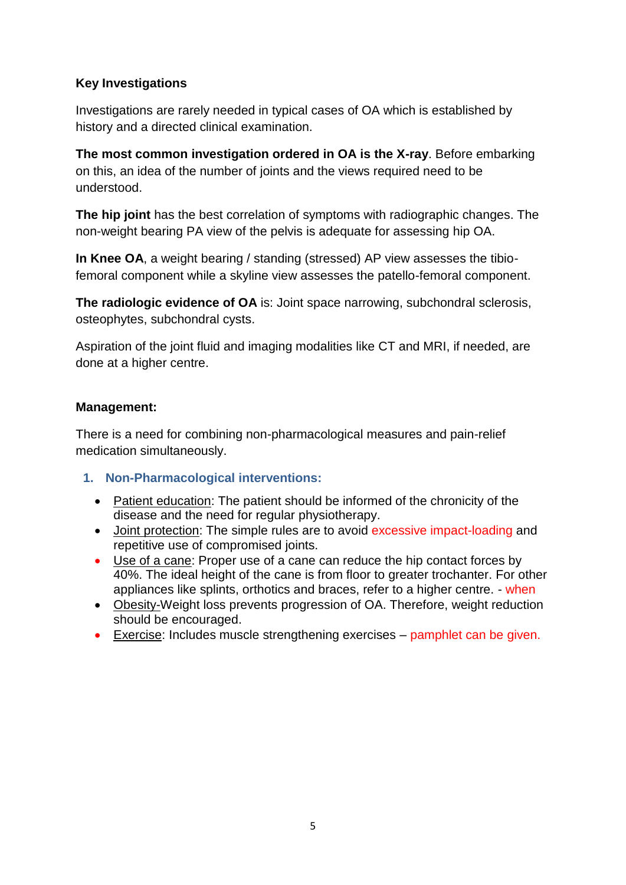**Key Investigations**

Investigations are rarely needed in typical cases of OA which is established by history and a directed clinical examination.

**The most common investigation ordered in OA is the X-ray**. Before embarking on this, an idea of the number of joints and the views required need to be understood.

**The hip joint** has the best correlation of symptoms with radiographic changes. The non-weight bearing PA view of the pelvis is adequate for assessing hip OA.

**In Knee OA**, a weight bearing / standing (stressed) AP view assesses the tibio-femoral component while a skyline view assesses the patello-femoral component.

**The radiologic evidence of OA** is: Joint space narrowing, subchondral sclerosis, osteophytes, subchondral cysts.

Aspiration of the joint fluid and imaging modalities like CT and MRI, if needed, are done at a higher centre.

**Management:**

There is a need for combining non-pharmacological measures and pain-relief medication simultaneously.

## 1. Non-Pharmacological interventions:

- Patient education: The patient should be informed of the chronicity of the disease and the need for regular physiotherapy.
- Joint protection: The simple rules are to avoid excessive impact-loading and repetitive use of compromised joints.
- Use of a cane: Proper use of a cane can reduce the hip contact forces by 40%. The ideal height of the cane is from floor to greater trochanter. For other appliances like splints, orthotics and braces, refer to a higher centre. - when
- Obesity-Weight loss prevents progression of OA. Therefore, weight reduction should be encouraged.
- Exercise: Includes muscle strengthening exercises – pamphlet can be given.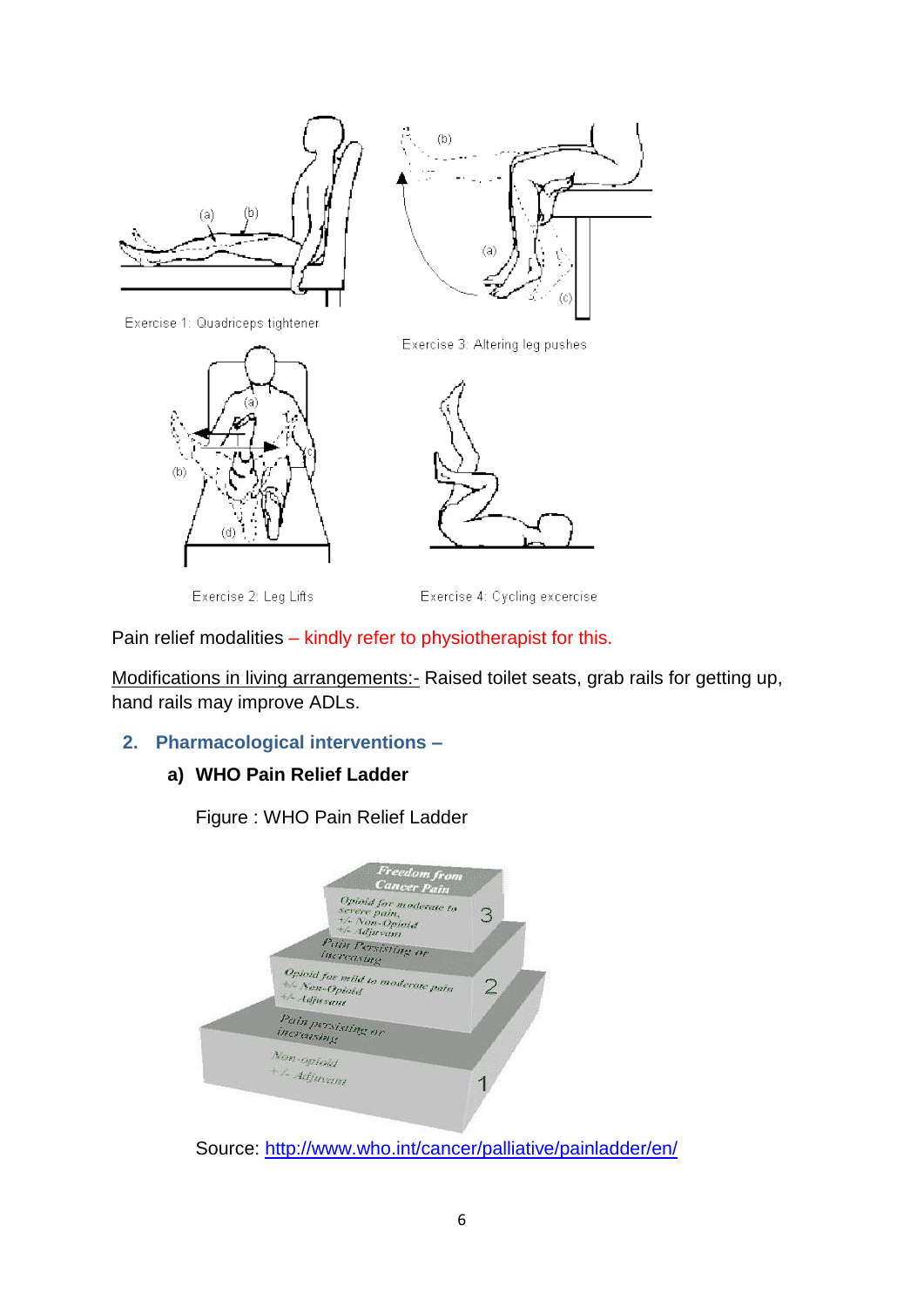Exercise 1: Quadriceps tightener

Exercise 3: Altering leg pushes

Exercise 2: Leg Lifts

Exercise 4: Cycling excercise

Pain relief modalities – kindly refer to physiotherapist for this.

Modifications in living arrangements:- Raised toilet seats, grab rails for getting up, hand rails may improve ADLs.

## 2. Pharmacological interventions –

### a) WHO Pain Relief Ladder

Figure : WHO Pain Relief Ladder

Source: http://www.who.int/cancer/palliative/painladder/en/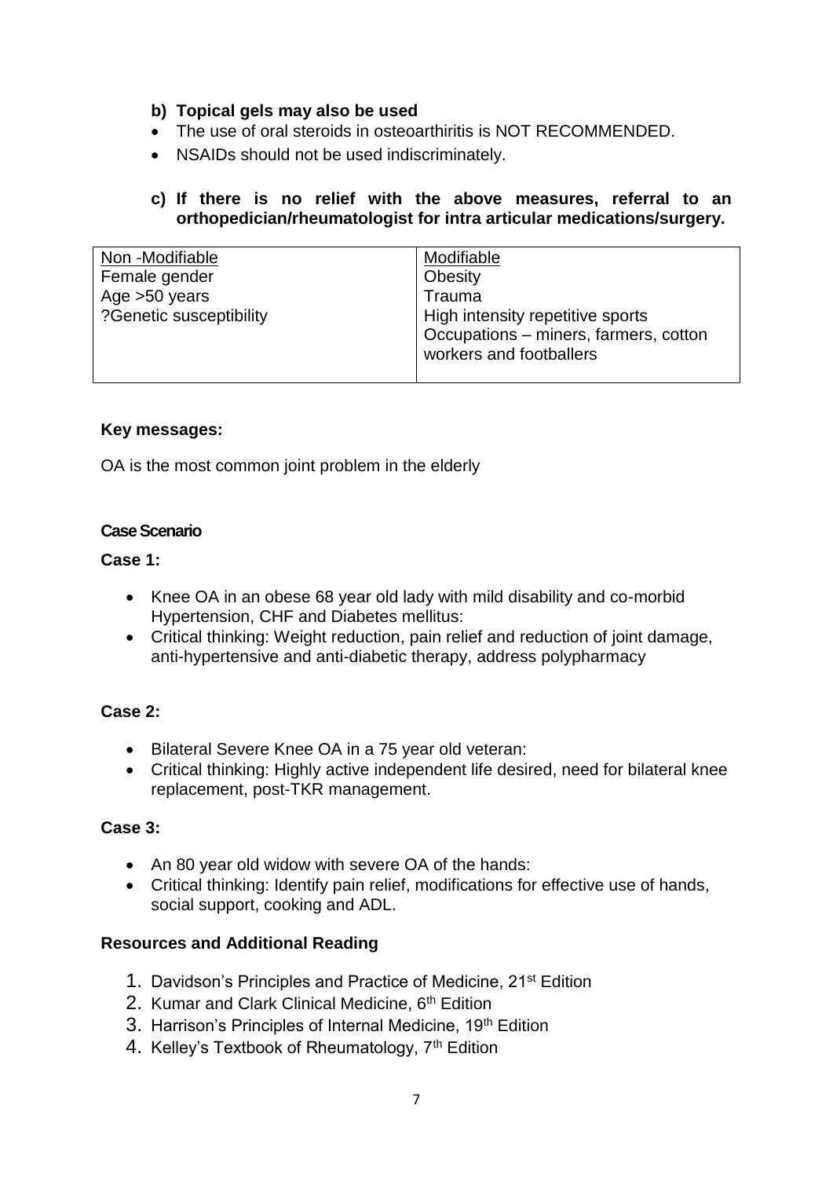**b) Topical gels may also be used**

- The use of oral steroids in osteoarthiritis is NOT RECOMMENDED.
- NSAIDs should not be used indiscriminately.

**c) If there is no relief with the above measures, referral to an orthopedician/rheumatologist for intra articular medications/surgery.**

| Non -Modifiable | Modifiable |
|---|---|
| Female gender<br>Age >50 years<br>?Genetic susceptibility | Obesity<br>Trauma<br>High intensity repetitive sports<br>Occupations – miners, farmers, cotton workers and footballers |

**Key messages:**

OA is the most common joint problem in the elderly

**Case Scenario**

**Case 1:**

- Knee OA in an obese 68 year old lady with mild disability and co-morbid Hypertension, CHF and Diabetes mellitus:
- Critical thinking: Weight reduction, pain relief and reduction of joint damage, anti-hypertensive and anti-diabetic therapy, address polypharmacy

**Case 2:**

- Bilateral Severe Knee OA in a 75 year old veteran:
- Critical thinking: Highly active independent life desired, need for bilateral knee replacement, post-TKR management.

**Case 3:**

- An 80 year old widow with severe OA of the hands:
- Critical thinking: Identify pain relief, modifications for effective use of hands, social support, cooking and ADL.

**Resources and Additional Reading**

1. Davidson's Principles and Practice of Medicine, 21st Edition
2. Kumar and Clark Clinical Medicine, 6th Edition
3. Harrison's Principles of Internal Medicine, 19th Edition
4. Kelley's Textbook of Rheumatology, 7th Edition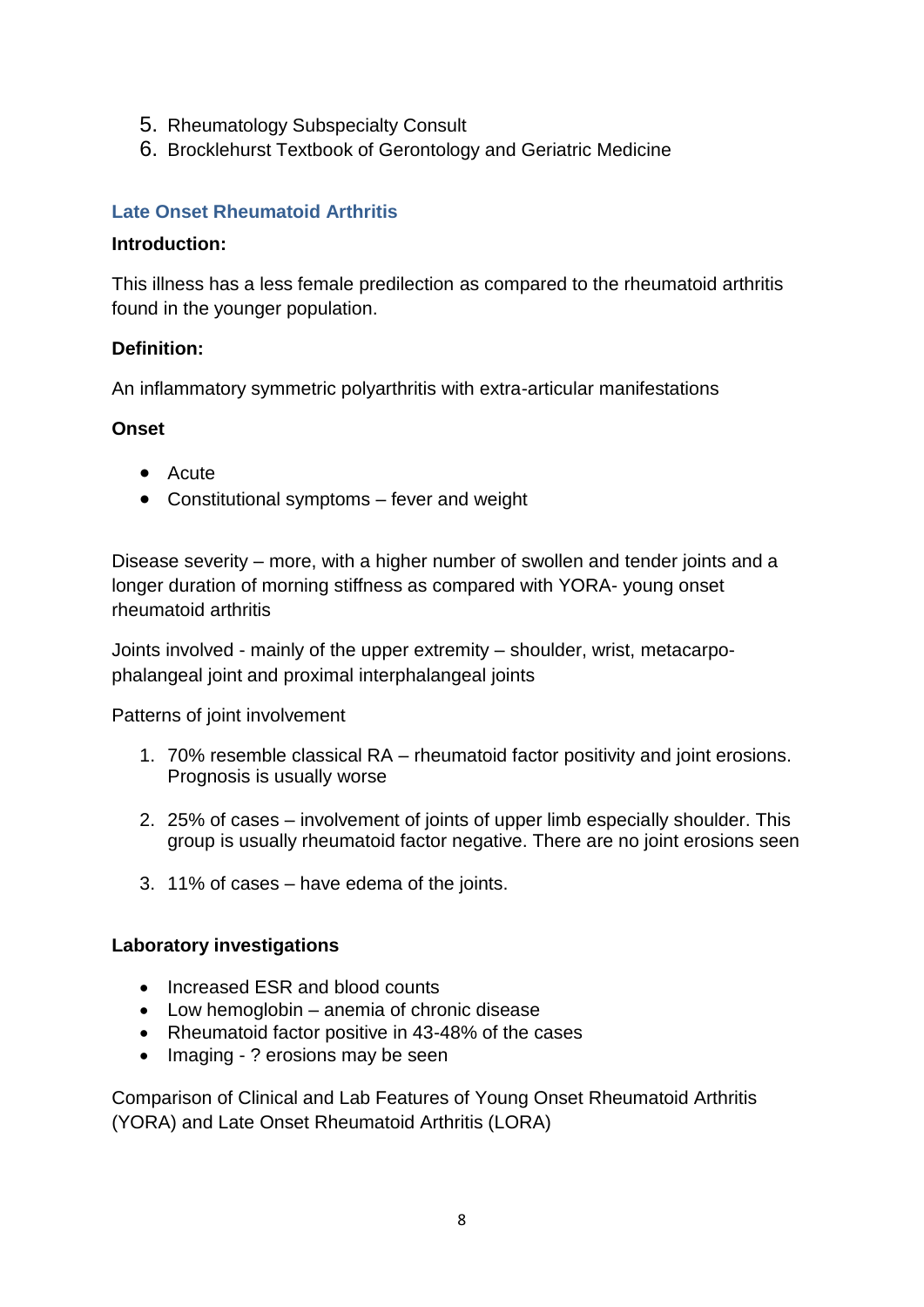5. Rheumatology Subspecialty Consult
6. Brocklehurst Textbook of Gerontology and Geriatric Medicine

## Late Onset Rheumatoid Arthritis

**Introduction:**

This illness has a less female predilection as compared to the rheumatoid arthritis found in the younger population.

**Definition:**

An inflammatory symmetric polyarthritis with extra-articular manifestations

**Onset**

- Acute
- Constitutional symptoms – fever and weight

Disease severity – more, with a higher number of swollen and tender joints and a longer duration of morning stiffness as compared with YORA- young onset rheumatoid arthritis

Joints involved - mainly of the upper extremity – shoulder, wrist, metacarpo-phalangeal joint and proximal interphalangeal joints

Patterns of joint involvement

1. 70% resemble classical RA – rheumatoid factor positivity and joint erosions. Prognosis is usually worse
2. 25% of cases – involvement of joints of upper limb especially shoulder. This group is usually rheumatoid factor negative. There are no joint erosions seen
3. 11% of cases – have edema of the joints.

**Laboratory investigations**

- Increased ESR and blood counts
- Low hemoglobin – anemia of chronic disease
- Rheumatoid factor positive in 43-48% of the cases
- Imaging - ? erosions may be seen

Comparison of Clinical and Lab Features of Young Onset Rheumatoid Arthritis (YORA) and Late Onset Rheumatoid Arthritis (LORA)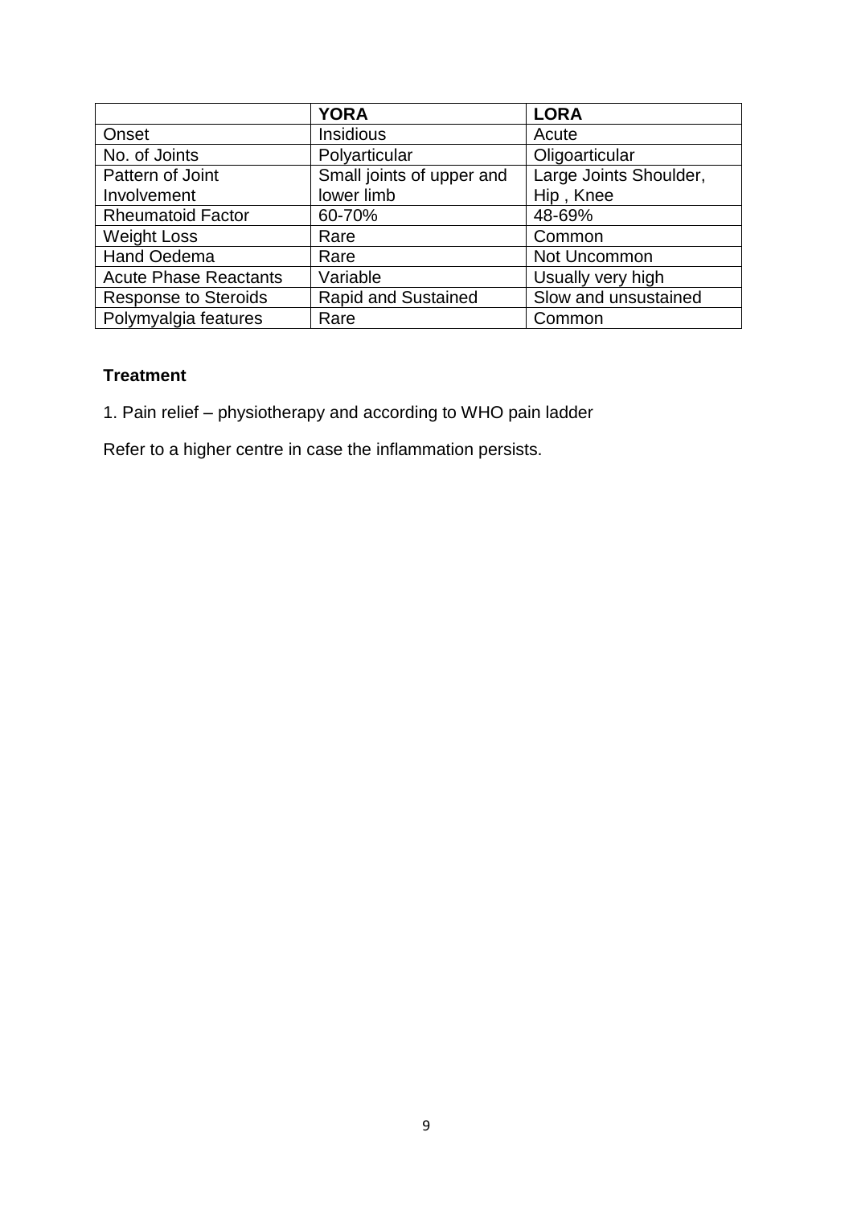| | **YORA** | **LORA** |
|---|---|---|
| Onset | Insidious | Acute |
| No. of Joints | Polyarticular | Oligoarticular |
| Pattern of Joint Involvement | Small joints of upper and lower limb | Large Joints Shoulder, Hip , Knee |
| Rheumatoid Factor | 60-70% | 48-69% |
| Weight Loss | Rare | Common |
| Hand Oedema | Rare | Not Uncommon |
| Acute Phase Reactants | Variable | Usually very high |
| Response to Steroids | Rapid and Sustained | Slow and unsustained |
| Polymyalgia features | Rare | Common |

**Treatment**

1. Pain relief – physiotherapy and according to WHO pain ladder

Refer to a higher centre in case the inflammation persists.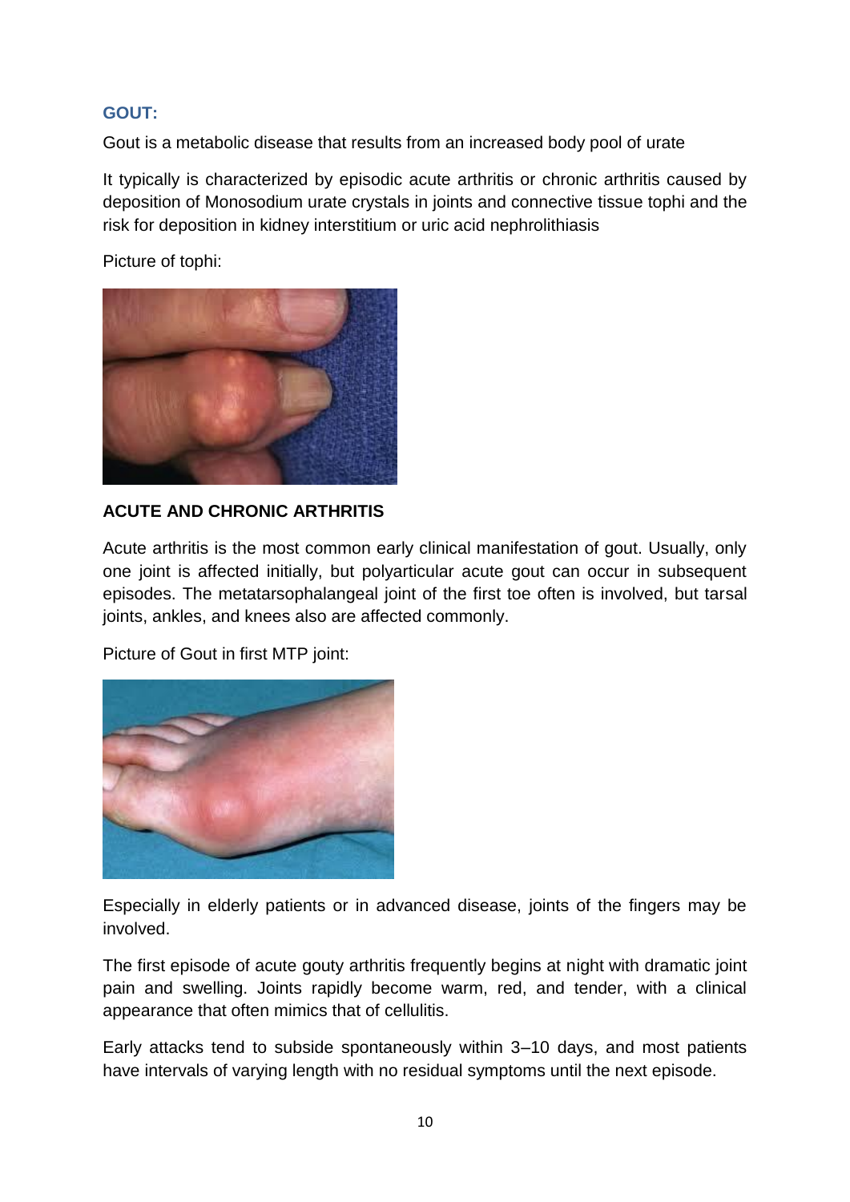### GOUT:

Gout is a metabolic disease that results from an increased body pool of urate

It typically is characterized by episodic acute arthritis or chronic arthritis caused by deposition of Monosodium urate crystals in joints and connective tissue tophi and the risk for deposition in kidney interstitium or uric acid nephrolithiasis

Picture of tophi:

**ACUTE AND CHRONIC ARTHRITIS**

Acute arthritis is the most common early clinical manifestation of gout. Usually, only one joint is affected initially, but polyarticular acute gout can occur in subsequent episodes. The metatarsophalangeal joint of the first toe often is involved, but tarsal joints, ankles, and knees also are affected commonly.

Picture of Gout in first MTP joint:

Especially in elderly patients or in advanced disease, joints of the fingers may be involved.

The first episode of acute gouty arthritis frequently begins at night with dramatic joint pain and swelling. Joints rapidly become warm, red, and tender, with a clinical appearance that often mimics that of cellulitis.

Early attacks tend to subside spontaneously within 3–10 days, and most patients have intervals of varying length with no residual symptoms until the next episode.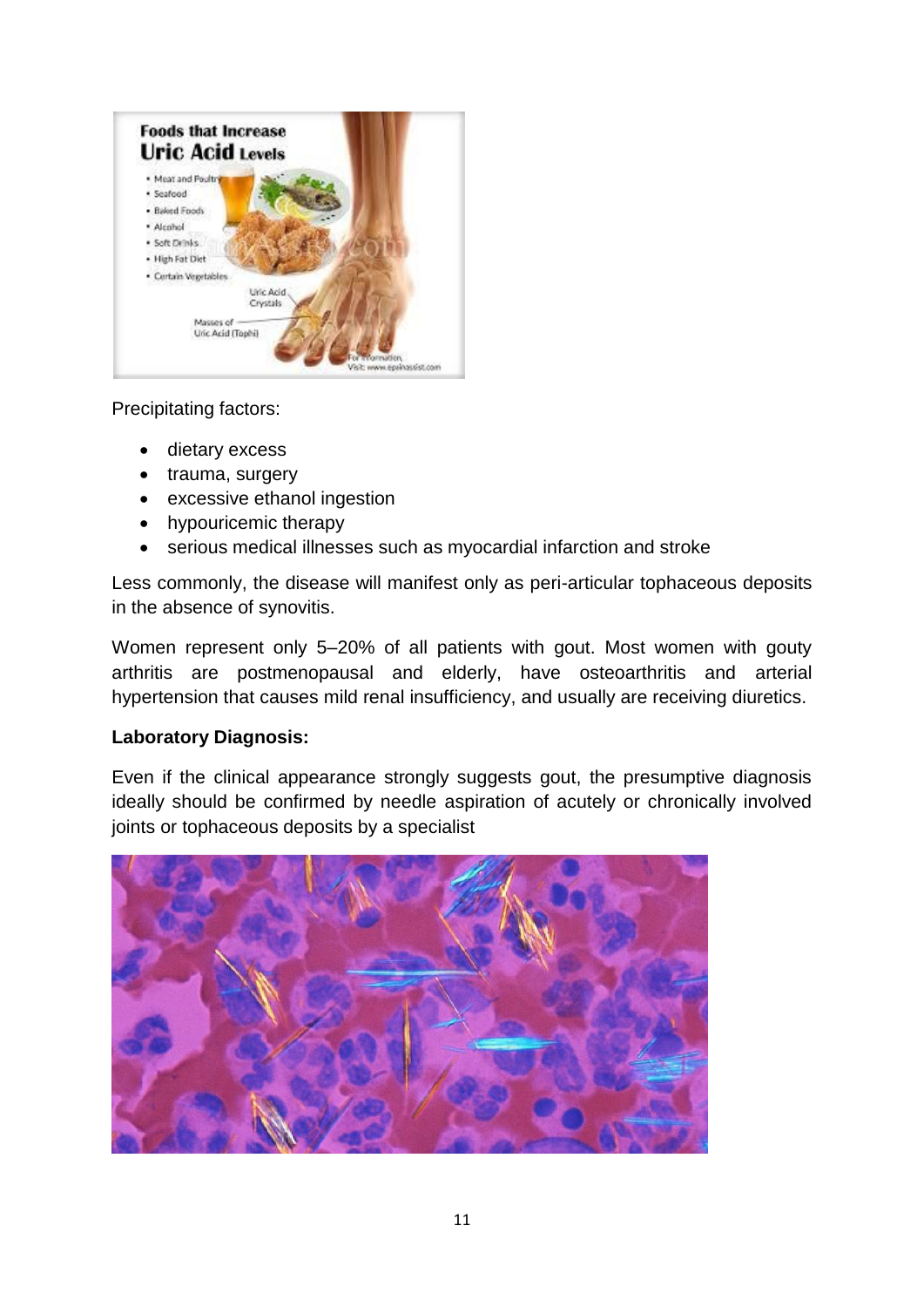Precipitating factors:

- dietary excess
- trauma, surgery
- excessive ethanol ingestion
- hypouricemic therapy
- serious medical illnesses such as myocardial infarction and stroke

Less commonly, the disease will manifest only as peri-articular tophaceous deposits in the absence of synovitis.

Women represent only 5–20% of all patients with gout. Most women with gouty arthritis are postmenopausal and elderly, have osteoarthritis and arterial hypertension that causes mild renal insufficiency, and usually are receiving diuretics.

**Laboratory Diagnosis:**

Even if the clinical appearance strongly suggests gout, the presumptive diagnosis ideally should be confirmed by needle aspiration of acutely or chronically involved joints or tophaceous deposits by a specialist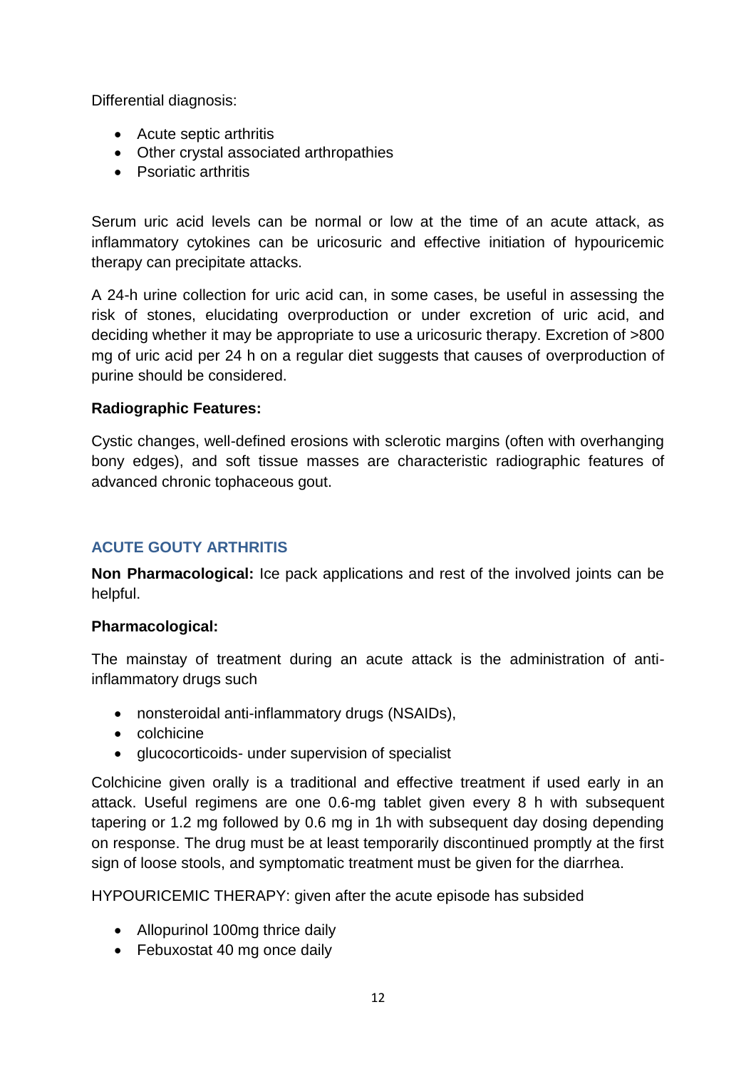Differential diagnosis:

- Acute septic arthritis
- Other crystal associated arthropathies
- Psoriatic arthritis

Serum uric acid levels can be normal or low at the time of an acute attack, as inflammatory cytokines can be uricosuric and effective initiation of hypouricemic therapy can precipitate attacks.

A 24-h urine collection for uric acid can, in some cases, be useful in assessing the risk of stones, elucidating overproduction or under excretion of uric acid, and deciding whether it may be appropriate to use a uricosuric therapy. Excretion of >800 mg of uric acid per 24 h on a regular diet suggests that causes of overproduction of purine should be considered.

**Radiographic Features:**

Cystic changes, well-defined erosions with sclerotic margins (often with overhanging bony edges), and soft tissue masses are characteristic radiographic features of advanced chronic tophaceous gout.

## ACUTE GOUTY ARTHRITIS

**Non Pharmacological:** Ice pack applications and rest of the involved joints can be helpful.

**Pharmacological:**

The mainstay of treatment during an acute attack is the administration of anti-inflammatory drugs such

- nonsteroidal anti-inflammatory drugs (NSAIDs),
- colchicine
- glucocorticoids- under supervision of specialist

Colchicine given orally is a traditional and effective treatment if used early in an attack. Useful regimens are one 0.6-mg tablet given every 8 h with subsequent tapering or 1.2 mg followed by 0.6 mg in 1h with subsequent day dosing depending on response. The drug must be at least temporarily discontinued promptly at the first sign of loose stools, and symptomatic treatment must be given for the diarrhea.

HYPOURICEMIC THERAPY: given after the acute episode has subsided

- Allopurinol 100mg thrice daily
- Febuxostat 40 mg once daily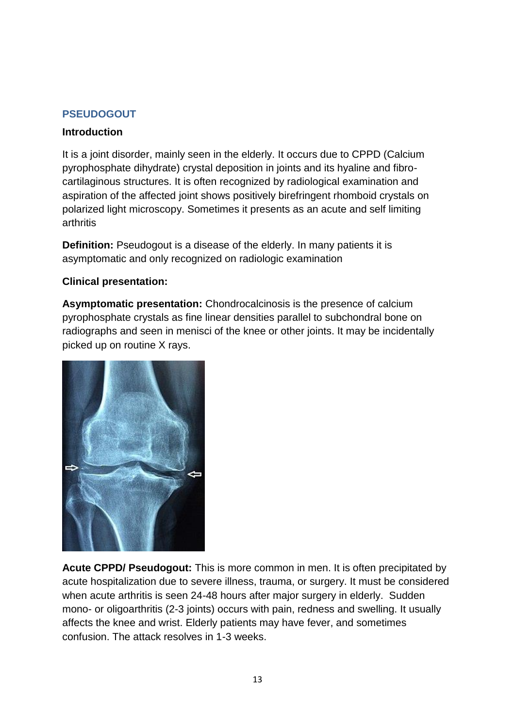## PSEUDOGOUT

**Introduction**

It is a joint disorder, mainly seen in the elderly. It occurs due to CPPD (Calcium pyrophosphate dihydrate) crystal deposition in joints and its hyaline and fibro-cartilaginous structures. It is often recognized by radiological examination and aspiration of the affected joint shows positively birefringent rhomboid crystals on polarized light microscopy. Sometimes it presents as an acute and self limiting arthritis

**Definition:** Pseudogout is a disease of the elderly. In many patients it is asymptomatic and only recognized on radiologic examination

**Clinical presentation:**

**Asymptomatic presentation:** Chondrocalcinosis is the presence of calcium pyrophosphate crystals as fine linear densities parallel to subchondral bone on radiographs and seen in menisci of the knee or other joints. It may be incidentally picked up on routine X rays.

**Acute CPPD/ Pseudogout:** This is more common in men. It is often precipitated by acute hospitalization due to severe illness, trauma, or surgery. It must be considered when acute arthritis is seen 24-48 hours after major surgery in elderly. Sudden mono- or oligoarthritis (2-3 joints) occurs with pain, redness and swelling. It usually affects the knee and wrist. Elderly patients may have fever, and sometimes confusion. The attack resolves in 1-3 weeks.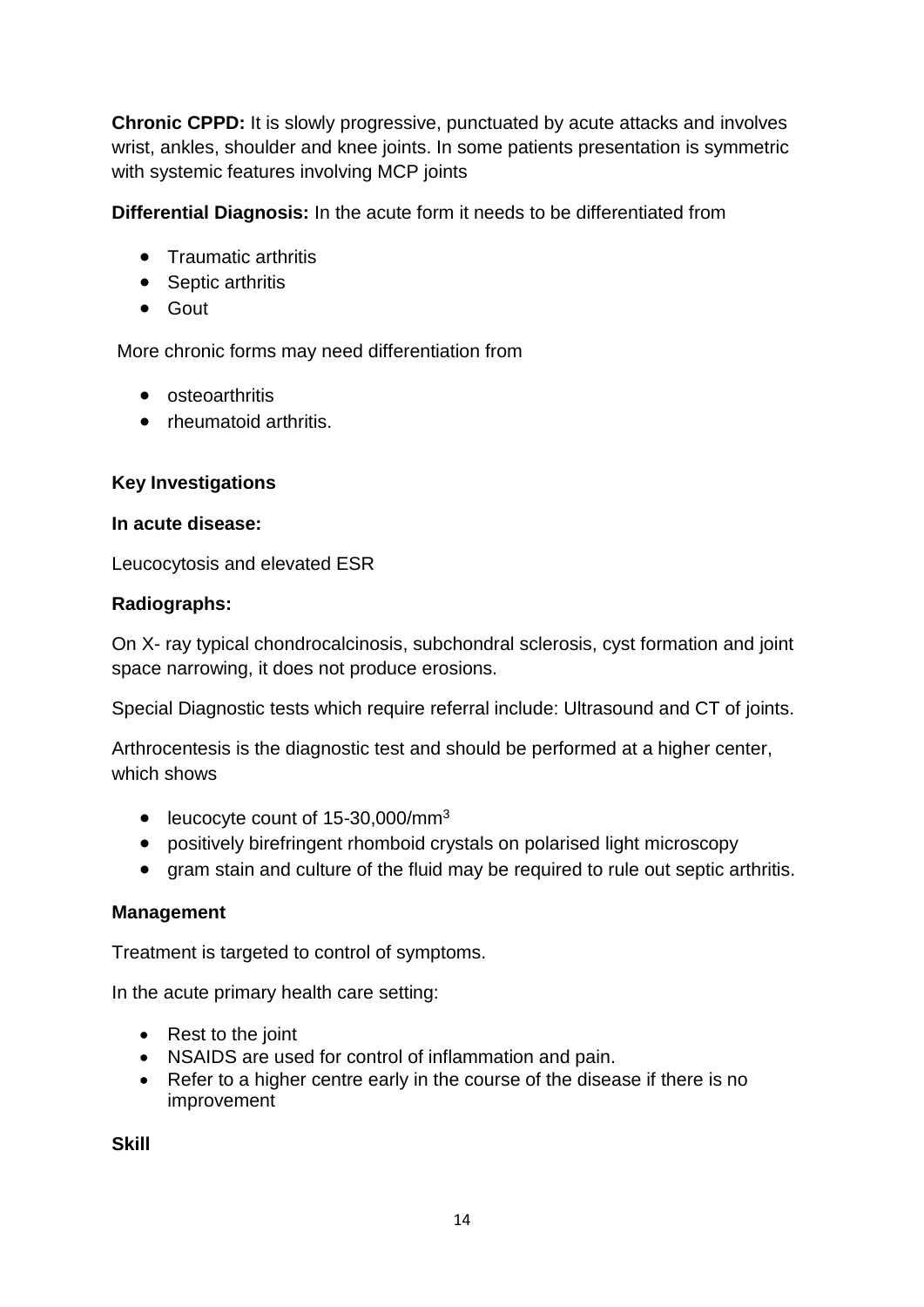**Chronic CPPD:** It is slowly progressive, punctuated by acute attacks and involves wrist, ankles, shoulder and knee joints. In some patients presentation is symmetric with systemic features involving MCP joints

**Differential Diagnosis:** In the acute form it needs to be differentiated from

- Traumatic arthritis
- Septic arthritis
- Gout

More chronic forms may need differentiation from

- osteoarthritis
- rheumatoid arthritis.

**Key Investigations**

**In acute disease:**

Leucocytosis and elevated ESR

**Radiographs:**

On X- ray typical chondrocalcinosis, subchondral sclerosis, cyst formation and joint space narrowing, it does not produce erosions.

Special Diagnostic tests which require referral include: Ultrasound and CT of joints.

Arthrocentesis is the diagnostic test and should be performed at a higher center, which shows

- leucocyte count of 15-30,000/$mm^3$
- positively birefringent rhomboid crystals on polarised light microscopy
- gram stain and culture of the fluid may be required to rule out septic arthritis.

**Management**

Treatment is targeted to control of symptoms.

In the acute primary health care setting:

- Rest to the joint
- NSAIDS are used for control of inflammation and pain.
- Refer to a higher centre early in the course of the disease if there is no improvement

**Skill**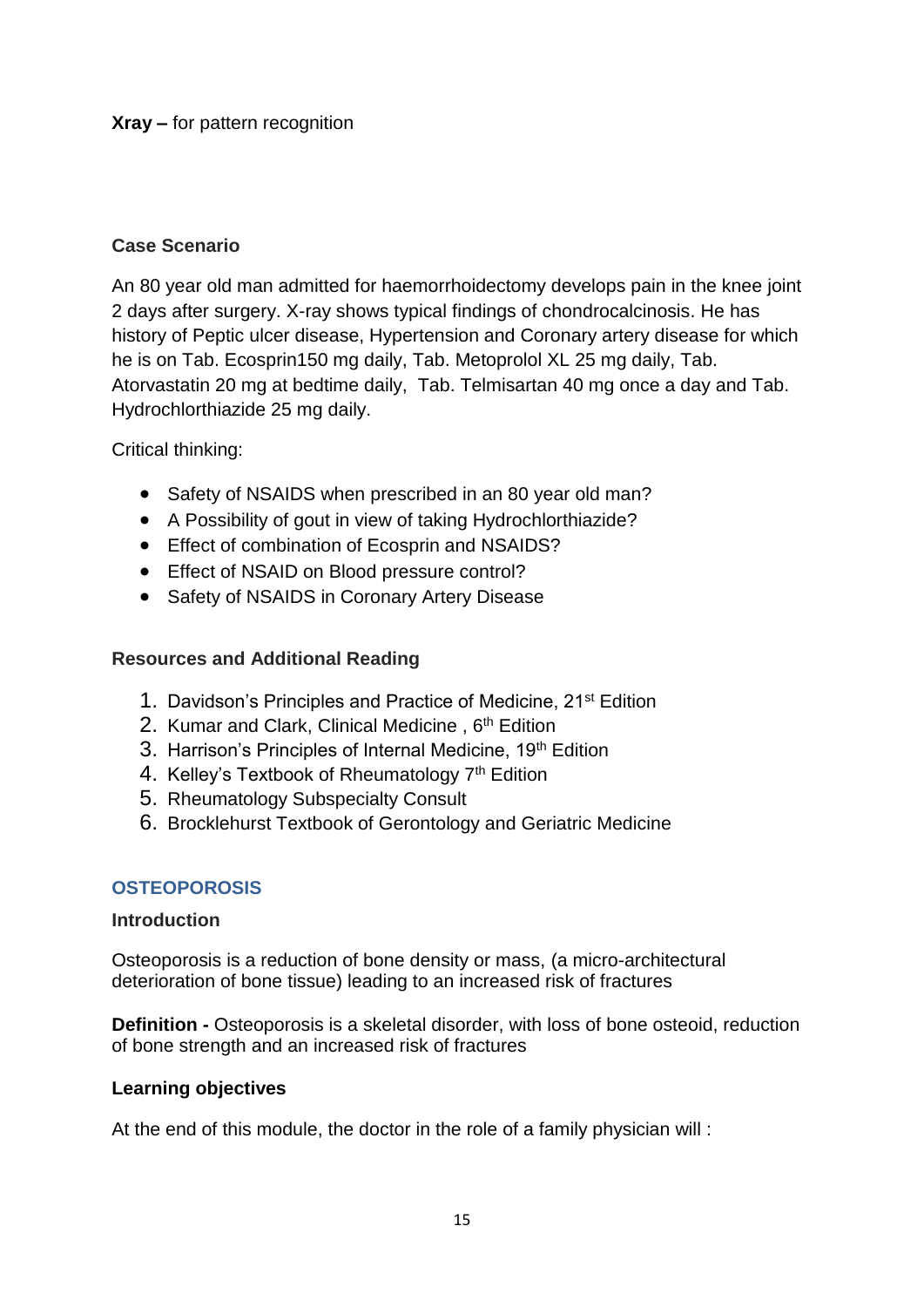**Xray –** for pattern recognition

### Case Scenario

An 80 year old man admitted for haemorrhoidectomy develops pain in the knee joint 2 days after surgery. X-ray shows typical findings of chondrocalcinosis. He has history of Peptic ulcer disease, Hypertension and Coronary artery disease for which he is on Tab. Ecosprin150 mg daily, Tab. Metoprolol XL 25 mg daily, Tab. Atorvastatin 20 mg at bedtime daily, Tab. Telmisartan 40 mg once a day and Tab. Hydrochlorthiazide 25 mg daily.

Critical thinking:

- Safety of NSAIDS when prescribed in an 80 year old man?
- A Possibility of gout in view of taking Hydrochlorthiazide?
- Effect of combination of Ecosprin and NSAIDS?
- Effect of NSAID on Blood pressure control?
- Safety of NSAIDS in Coronary Artery Disease

### Resources and Additional Reading

1. Davidson's Principles and Practice of Medicine, 21st Edition
2. Kumar and Clark, Clinical Medicine , 6th Edition
3. Harrison's Principles of Internal Medicine, 19th Edition
4. Kelley's Textbook of Rheumatology 7th Edition
5. Rheumatology Subspecialty Consult
6. Brocklehurst Textbook of Gerontology and Geriatric Medicine

## OSTEOPOROSIS

### Introduction

Osteoporosis is a reduction of bone density or mass, (a micro-architectural deterioration of bone tissue) leading to an increased risk of fractures

**Definition -** Osteoporosis is a skeletal disorder, with loss of bone osteoid, reduction of bone strength and an increased risk of fractures

### Learning objectives

At the end of this module, the doctor in the role of a family physician will :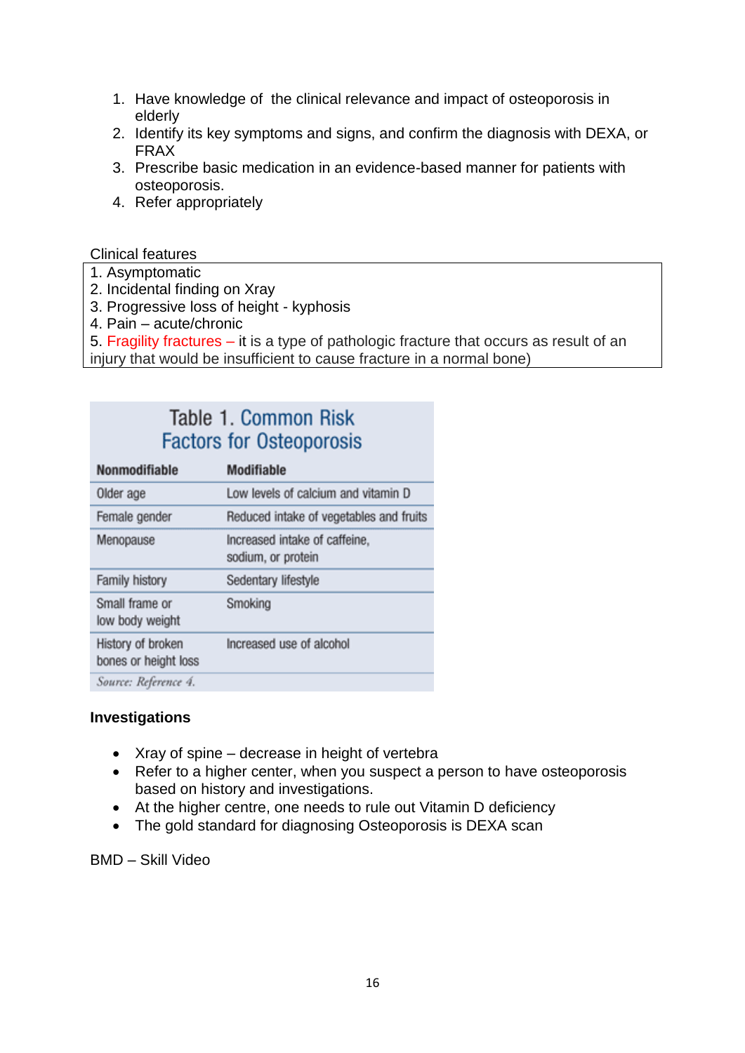1. Have knowledge of the clinical relevance and impact of osteoporosis in elderly
2. Identify its key symptoms and signs, and confirm the diagnosis with DEXA, or FRAX
3. Prescribe basic medication in an evidence-based manner for patients with osteoporosis.
4. Refer appropriately

Clinical features

1. Asymptomatic
2. Incidental finding on Xray
3. Progressive loss of height - kyphosis
4. Pain – acute/chronic
5. Fragility fractures – it is a type of pathologic fracture that occurs as result of an injury that would be insufficient to cause fracture in a normal bone)

**Table 1. Common Risk Factors for Osteoporosis**

| Nonmodifiable | Modifiable |
|---|---|
| Older age | Low levels of calcium and vitamin D |
| Female gender | Reduced intake of vegetables and fruits |
| Menopause | Increased intake of caffeine, sodium, or protein |
| Family history | Sedentary lifestyle |
| Small frame or low body weight | Smoking |
| History of broken bones or height loss | Increased use of alcohol |

*Source: Reference 4.*

**Investigations**

- Xray of spine – decrease in height of vertebra
- Refer to a higher center, when you suspect a person to have osteoporosis based on history and investigations.
- At the higher centre, one needs to rule out Vitamin D deficiency
- The gold standard for diagnosing Osteoporosis is DEXA scan

BMD – Skill Video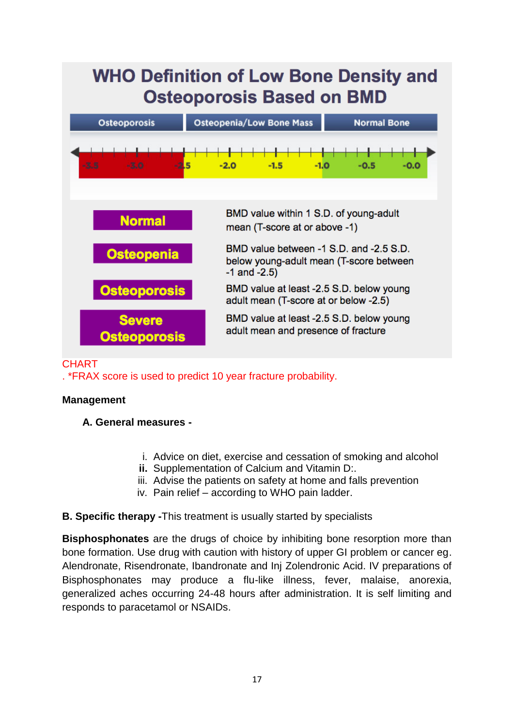## WHO Definition of Low Bone Density and Osteoporosis Based on BMD

| Osteoporosis | Osteopenia/Low Bone Mass | Normal Bone |
|---|---|---|
| -3.5 -3.0 -2.5 | -2.0 -1.5 -1.0 | -0.5 -0.0 |

| | |
|---|---|
| **Normal** | BMD value within 1 S.D. of young-adult mean (T-score at or above -1) |
| **Osteopenia** | BMD value between -1 S.D. and -2.5 S.D. below young-adult mean (T-score between -1 and -2.5) |
| **Osteoporosis** | BMD value at least -2.5 S.D. below young adult mean (T-score at or below -2.5) |
| **Severe Osteoporosis** | BMD value at least -2.5 S.D. below young adult mean and presence of fracture |

CHART
. *FRAX score is used to predict 10 year fracture probability.

**Management**

**A. General measures -**

i. Advice on diet, exercise and cessation of smoking and alcohol
**ii.** Supplementation of Calcium and Vitamin D:.
iii. Advise the patients on safety at home and falls prevention
iv. Pain relief – according to WHO pain ladder.

**B. Specific therapy -**This treatment is usually started by specialists

**Bisphosphonates** are the drugs of choice by inhibiting bone resorption more than bone formation. Use drug with caution with history of upper GI problem or cancer eg. Alendronate, Risendronate, Ibandronate and Inj Zolendronic Acid. IV preparations of Bisphosphonates may produce a flu-like illness, fever, malaise, anorexia, generalized aches occurring 24-48 hours after administration. It is self limiting and responds to paracetamol or NSAIDs.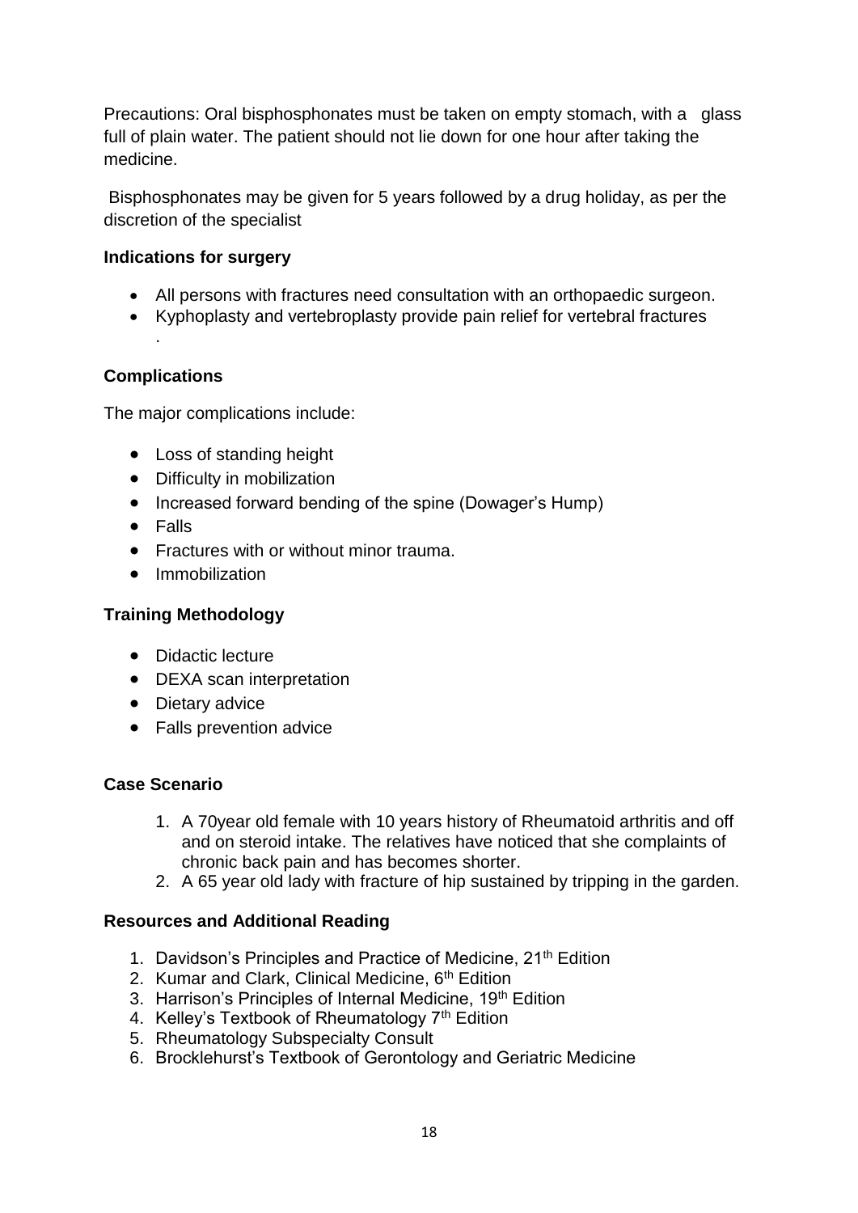Precautions: Oral bisphosphonates must be taken on empty stomach, with a glass full of plain water. The patient should not lie down for one hour after taking the medicine.

Bisphosphonates may be given for 5 years followed by a drug holiday, as per the discretion of the specialist

**Indications for surgery**

- All persons with fractures need consultation with an orthopaedic surgeon.
- Kyphoplasty and vertebroplasty provide pain relief for vertebral fractures
  .

**Complications**

The major complications include:

- Loss of standing height
- Difficulty in mobilization
- Increased forward bending of the spine (Dowager's Hump)
- Falls
- Fractures with or without minor trauma.
- Immobilization

**Training Methodology**

- Didactic lecture
- DEXA scan interpretation
- Dietary advice
- Falls prevention advice

**Case Scenario**

1. A 70year old female with 10 years history of Rheumatoid arthritis and off and on steroid intake. The relatives have noticed that she complaints of chronic back pain and has becomes shorter.
2. A 65 year old lady with fracture of hip sustained by tripping in the garden.

**Resources and Additional Reading**

1. Davidson's Principles and Practice of Medicine, 21th Edition
2. Kumar and Clark, Clinical Medicine, 6th Edition
3. Harrison's Principles of Internal Medicine, 19th Edition
4. Kelley's Textbook of Rheumatology 7th Edition
5. Rheumatology Subspecialty Consult
6. Brocklehurst's Textbook of Gerontology and Geriatric Medicine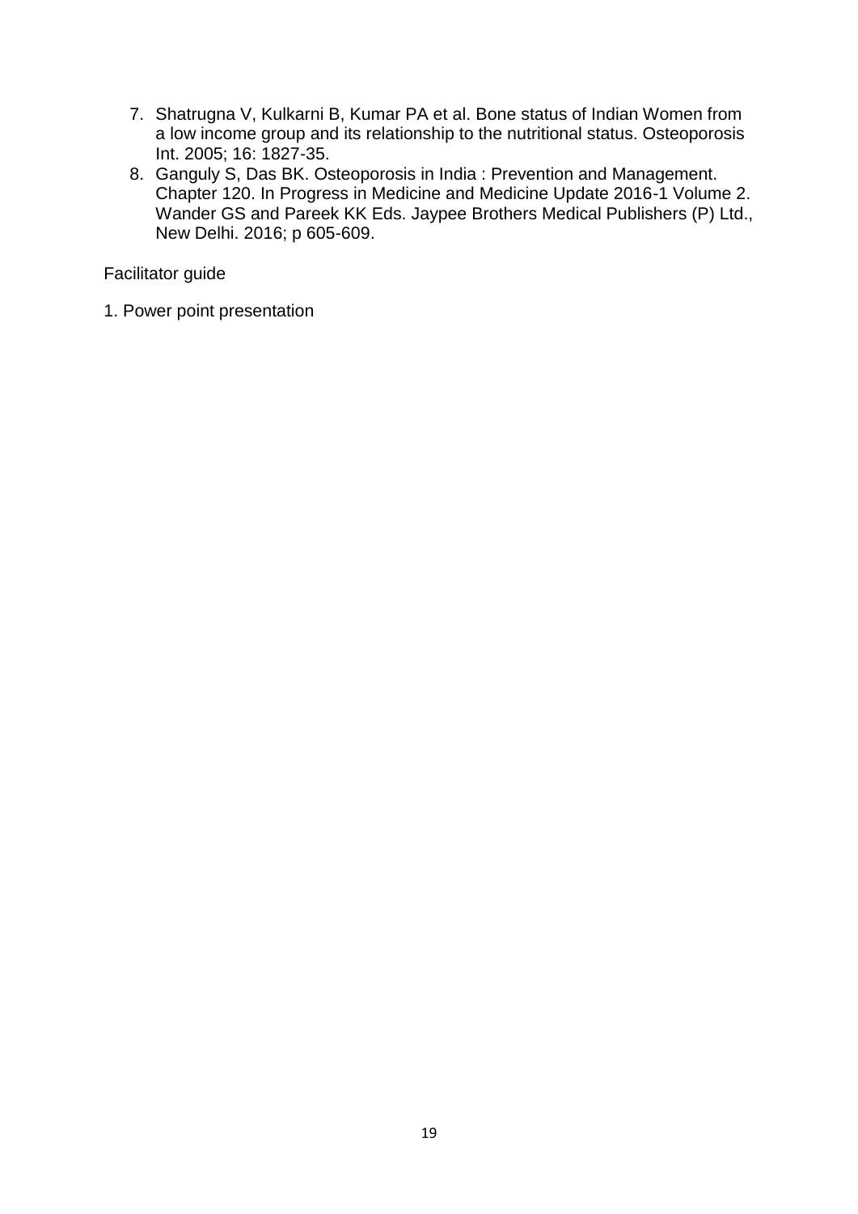7. Shatrugna V, Kulkarni B, Kumar PA et al. Bone status of Indian Women from a low income group and its relationship to the nutritional status. Osteoporosis Int. 2005; 16: 1827-35.
8. Ganguly S, Das BK. Osteoporosis in India : Prevention and Management. Chapter 120. In Progress in Medicine and Medicine Update 2016-1 Volume 2. Wander GS and Pareek KK Eds. Jaypee Brothers Medical Publishers (P) Ltd., New Delhi. 2016; p 605-609.

Facilitator guide

1. Power point presentation